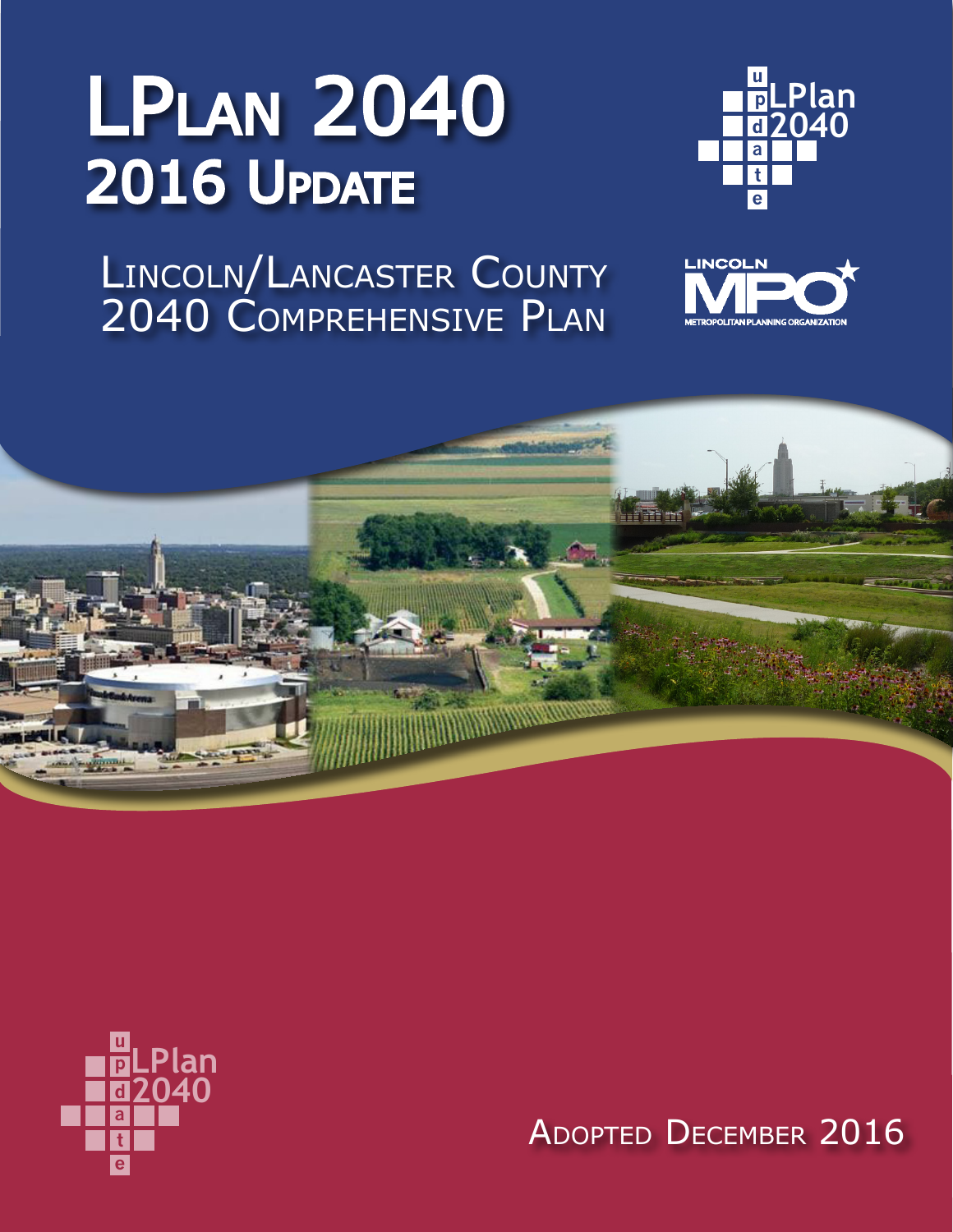# LPlan 2040
## 2016 Update

Lincoln/Lancaster County
2040 Comprehensive Plan

Adopted December 2016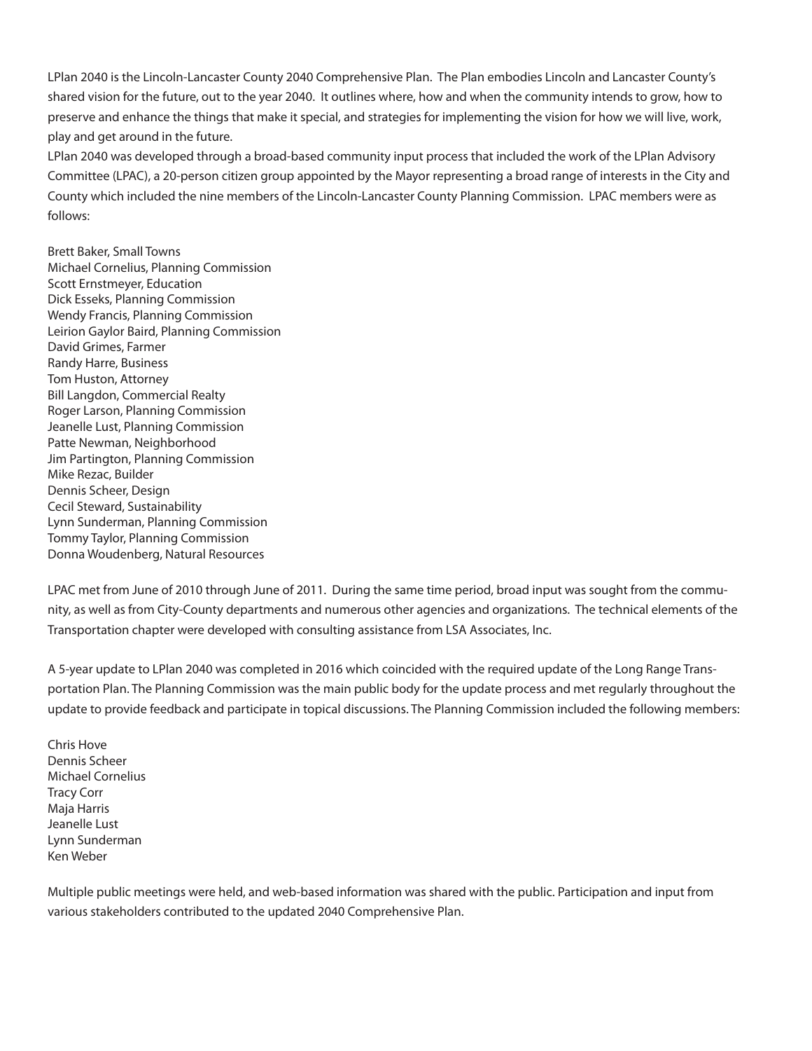LPlan 2040 is the Lincoln-Lancaster County 2040 Comprehensive Plan. The Plan embodies Lincoln and Lancaster County's shared vision for the future, out to the year 2040. It outlines where, how and when the community intends to grow, how to preserve and enhance the things that make it special, and strategies for implementing the vision for how we will live, work, play and get around in the future.

LPlan 2040 was developed through a broad-based community input process that included the work of the LPlan Advisory Committee (LPAC), a 20-person citizen group appointed by the Mayor representing a broad range of interests in the City and County which included the nine members of the Lincoln-Lancaster County Planning Commission. LPAC members were as follows:

Brett Baker, Small Towns
Michael Cornelius, Planning Commission
Scott Ernstmeyer, Education
Dick Esseks, Planning Commission
Wendy Francis, Planning Commission
Leirion Gaylor Baird, Planning Commission
David Grimes, Farmer
Randy Harre, Business
Tom Huston, Attorney
Bill Langdon, Commercial Realty
Roger Larson, Planning Commission
Jeanelle Lust, Planning Commission
Patte Newman, Neighborhood
Jim Partington, Planning Commission
Mike Rezac, Builder
Dennis Scheer, Design
Cecil Steward, Sustainability
Lynn Sunderman, Planning Commission
Tommy Taylor, Planning Commission
Donna Woudenberg, Natural Resources

LPAC met from June of 2010 through June of 2011. During the same time period, broad input was sought from the community, as well as from City-County departments and numerous other agencies and organizations. The technical elements of the Transportation chapter were developed with consulting assistance from LSA Associates, Inc.

A 5-year update to LPlan 2040 was completed in 2016 which coincided with the required update of the Long Range Transportation Plan. The Planning Commission was the main public body for the update process and met regularly throughout the update to provide feedback and participate in topical discussions. The Planning Commission included the following members:

Chris Hove
Dennis Scheer
Michael Cornelius
Tracy Corr
Maja Harris
Jeanelle Lust
Lynn Sunderman
Ken Weber

Multiple public meetings were held, and web-based information was shared with the public. Participation and input from various stakeholders contributed to the updated 2040 Comprehensive Plan.